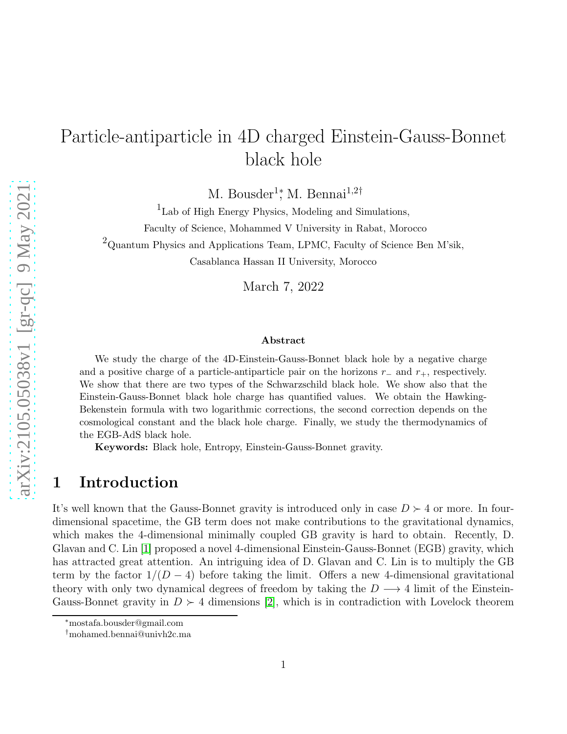# Particle-antiparticle in 4D charged Einstein-Gauss-Bonnet black hole

M. Bousder[1]*, M. Bennai[1,2]†

[1]Lab of High Energy Physics, Modeling and Simulations,
Faculty of Science, Mohammed V University in Rabat, Morocco

[2]Quantum Physics and Applications Team, LPMC, Faculty of Science Ben M'sik,
Casablanca Hassan II University, Morocco

March 7, 2022

### Abstract

We study the charge of the 4D-Einstein-Gauss-Bonnet black hole by a negative charge and a positive charge of a particle-antiparticle pair on the horizons $r_-$ and $r_+$, respectively. We show that there are two types of the Schwarzschild black hole. We show also that the Einstein-Gauss-Bonnet black hole charge has quantified values. We obtain the Hawking-Bekenstein formula with two logarithmic corrections, the second correction depends on the cosmological constant and the black hole charge. Finally, we study the thermodynamics of the EGB-AdS black hole.

**Keywords:** Black hole, Entropy, Einstein-Gauss-Bonnet gravity.

## 1 Introduction

It's well known that the Gauss-Bonnet gravity is introduced only in case $D \succ 4$ or more. In four-dimensional spacetime, the GB term does not make contributions to the gravitational dynamics, which makes the 4-dimensional minimally coupled GB gravity is hard to obtain. Recently, D. Glavan and C. Lin [1] proposed a novel 4-dimensional Einstein-Gauss-Bonnet (EGB) gravity, which has attracted great attention. An intriguing idea of D. Glavan and C. Lin is to multiply the GB term by the factor $1/(D-4)$ before taking the limit. Offers a new 4-dimensional gravitational theory with only two dynamical degrees of freedom by taking the $D \longrightarrow 4$ limit of the Einstein-Gauss-Bonnet gravity in $D \succ 4$ dimensions [2], which is in contradiction with Lovelock theorem

*mostafa.bousder@gmail.com

†mohamed.bennai@univh2c.ma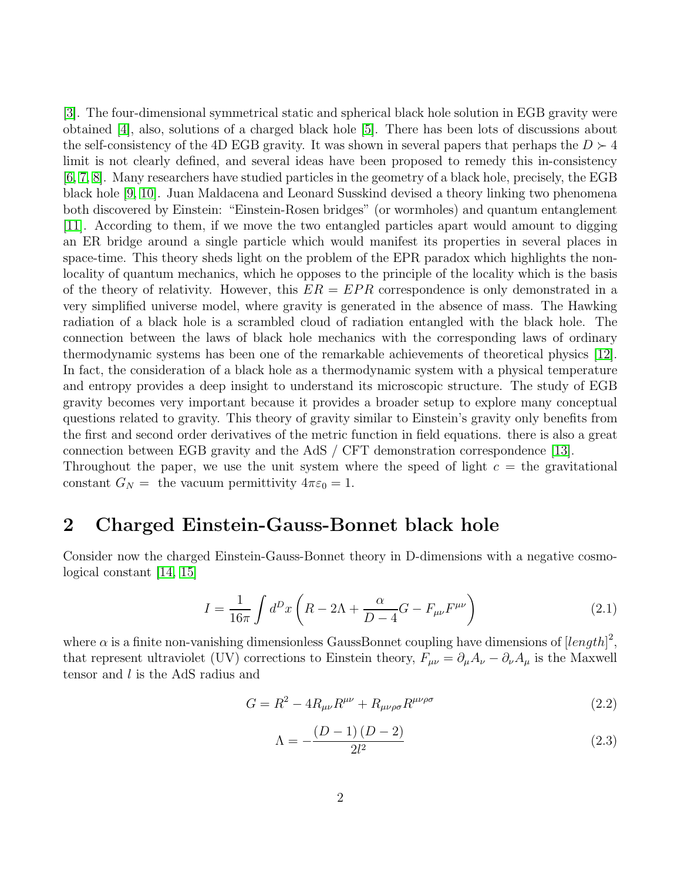[3]. The four-dimensional symmetrical static and spherical black hole solution in EGB gravity were obtained [4], also, solutions of a charged black hole [5]. There has been lots of discussions about the self-consistency of the 4D EGB gravity. It was shown in several papers that perhaps the $D \succ 4$ limit is not clearly defined, and several ideas have been proposed to remedy this in-consistency [6, 7, 8]. Many researchers have studied particles in the geometry of a black hole, precisely, the EGB black hole [9, 10]. Juan Maldacena and Leonard Susskind devised a theory linking two phenomena both discovered by Einstein: "Einstein-Rosen bridges" (or wormholes) and quantum entanglement [11]. According to them, if we move the two entangled particles apart would amount to digging an ER bridge around a single particle which would manifest its properties in several places in space-time. This theory sheds light on the problem of the EPR paradox which highlights the non-locality of quantum mechanics, which he opposes to the principle of the locality which is the basis of the theory of relativity. However, this $ER = EPR$ correspondence is only demonstrated in a very simplified universe model, where gravity is generated in the absence of mass. The Hawking radiation of a black hole is a scrambled cloud of radiation entangled with the black hole. The connection between the laws of black hole mechanics with the corresponding laws of ordinary thermodynamic systems has been one of the remarkable achievements of theoretical physics [12]. In fact, the consideration of a black hole as a thermodynamic system with a physical temperature and entropy provides a deep insight to understand its microscopic structure. The study of EGB gravity becomes very important because it provides a broader setup to explore many conceptual questions related to gravity. This theory of gravity similar to Einstein's gravity only benefits from the first and second order derivatives of the metric function in field equations. there is also a great connection between EGB gravity and the AdS / CFT demonstration correspondence [13].
Throughout the paper, we use the unit system where the speed of light $c =$ the gravitational constant $G_N =$ the vacuum permittivity $4\pi\varepsilon_0 = 1$.

## 2 Charged Einstein-Gauss-Bonnet black hole

Consider now the charged Einstein-Gauss-Bonnet theory in D-dimensions with a negative cosmological constant [14, 15]

$$I = \frac{1}{16\pi} \int d^D x \left( R - 2\Lambda + \frac{\alpha}{D-4} G - F_{\mu\nu} F^{\mu\nu} \right) \tag{2.1}$$

where $\alpha$ is a finite non-vanishing dimensionless GaussBonnet coupling have dimensions of $[length]^2$, that represent ultraviolet (UV) corrections to Einstein theory, $F_{\mu\nu} = \partial_\mu A_\nu - \partial_\nu A_\mu$ is the Maxwell tensor and $l$ is the AdS radius and

$$G = R^2 - 4R_{\mu\nu}R^{\mu\nu} + R_{\mu\nu\rho\sigma}R^{\mu\nu\rho\sigma} \tag{2.2}$$

$$\Lambda = -\frac{(D-1)(D-2)}{2l^2} \tag{2.3}$$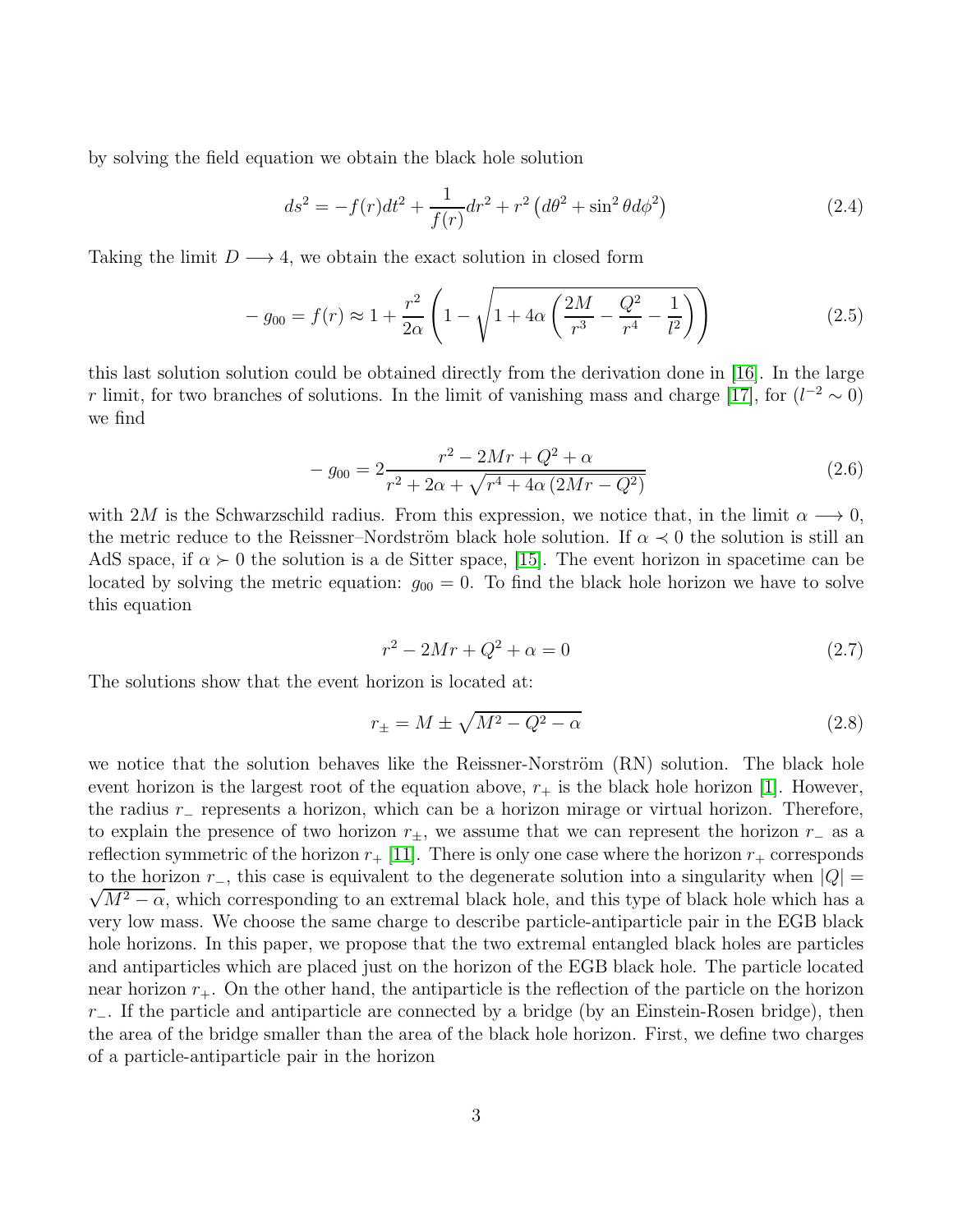by solving the field equation we obtain the black hole solution

$$ds^2 = -f(r)dt^2 + \frac{1}{f(r)}dr^2 + r^2\left(d\theta^2 + \sin^2\theta d\phi^2\right) \tag{2.4}$$

Taking the limit $D \longrightarrow 4$, we obtain the exact solution in closed form

$$-g_{00} = f(r) \approx 1 + \frac{r^2}{2\alpha}\left(1 - \sqrt{1 + 4\alpha\left(\frac{2M}{r^3} - \frac{Q^2}{r^4} - \frac{1}{l^2}\right)}\right) \tag{2.5}$$

this last solution solution could be obtained directly from the derivation done in [16]. In the large $r$ limit, for two branches of solutions. In the limit of vanishing mass and charge [17], for ($l^{-2} \sim 0$) we find

$$-g_{00} = 2\frac{r^2 - 2Mr + Q^2 + \alpha}{r^2 + 2\alpha + \sqrt{r^4 + 4\alpha\left(2Mr - Q^2\right)}} \tag{2.6}$$

with $2M$ is the Schwarzschild radius. From this expression, we notice that, in the limit $\alpha \longrightarrow 0$, the metric reduce to the Reissner–Nordström black hole solution. If $\alpha \prec 0$ the solution is still an AdS space, if $\alpha \succ 0$ the solution is a de Sitter space, [15]. The event horizon in spacetime can be located by solving the metric equation: $g_{00} = 0$. To find the black hole horizon we have to solve this equation

$$r^2 - 2Mr + Q^2 + \alpha = 0 \tag{2.7}$$

The solutions show that the event horizon is located at:

$$r_{\pm} = M \pm \sqrt{M^2 - Q^2 - \alpha} \tag{2.8}$$

we notice that the solution behaves like the Reissner-Norström (RN) solution. The black hole event horizon is the largest root of the equation above, $r_+$ is the black hole horizon [1]. However, the radius $r_-$ represents a horizon, which can be a horizon mirage or virtual horizon. Therefore, to explain the presence of two horizon $r_{\pm}$, we assume that we can represent the horizon $r_-$ as a reflection symmetric of the horizon $r_+$ [11]. There is only one case where the horizon $r_+$ corresponds to the horizon $r_-$, this case is equivalent to the degenerate solution into a singularity when $|Q| = \sqrt{M^2 - \alpha}$, which corresponding to an extremal black hole, and this type of black hole which has a very low mass. We choose the same charge to describe particle-antiparticle pair in the EGB black hole horizons. In this paper, we propose that the two extremal entangled black holes are particles and antiparticles which are placed just on the horizon of the EGB black hole. The particle located near horizon $r_+$. On the other hand, the antiparticle is the reflection of the particle on the horizon $r_-$. If the particle and antiparticle are connected by a bridge (by an Einstein-Rosen bridge), then the area of the bridge smaller than the area of the black hole horizon. First, we define two charges of a particle-antiparticle pair in the horizon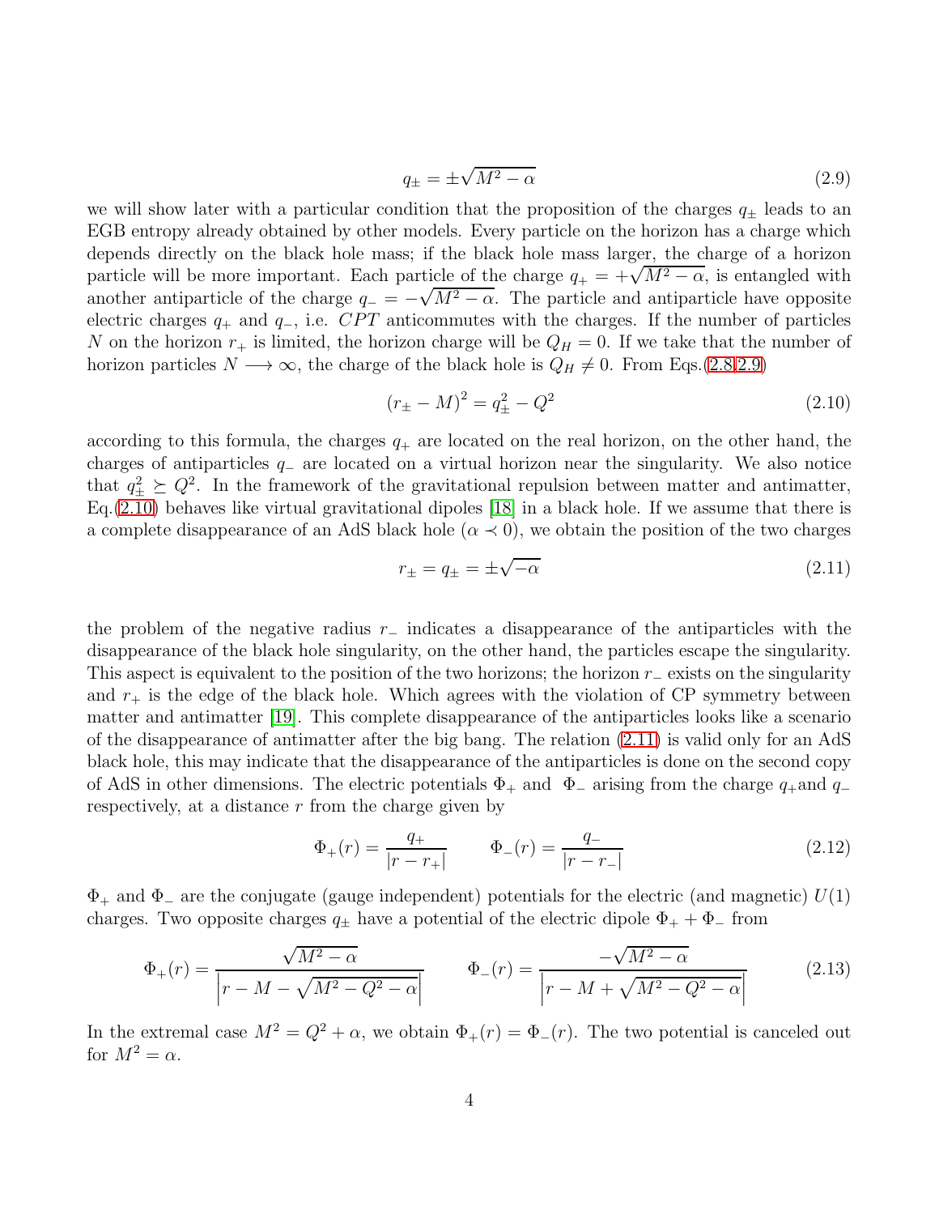$$q_{\pm} = \pm\sqrt{M^2 - \alpha} \tag{2.9}$$

we will show later with a particular condition that the proposition of the charges $q_{\pm}$ leads to an EGB entropy already obtained by other models. Every particle on the horizon has a charge which depends directly on the black hole mass; if the black hole mass larger, the charge of a horizon particle will be more important. Each particle of the charge $q_{+} = +\sqrt{M^2 - \alpha}$, is entangled with another antiparticle of the charge $q_{-} = -\sqrt{M^2 - \alpha}$. The particle and antiparticle have opposite electric charges $q_{+}$ and $q_{-}$, i.e. $CPT$ anticommutes with the charges. If the number of particles $N$ on the horizon $r_{+}$ is limited, the horizon charge will be $Q_H = 0$. If we take that the number of horizon particles $N \longrightarrow \infty$, the charge of the black hole is $Q_H \neq 0$. From Eqs.(2.8,2.9)

$$(r_{\pm} - M)^2 = q_{\pm}^2 - Q^2 \tag{2.10}$$

according to this formula, the charges $q_{+}$ are located on the real horizon, on the other hand, the charges of antiparticles $q_{-}$ are located on a virtual horizon near the singularity. We also notice that $q_{\pm}^2 \succeq Q^2$. In the framework of the gravitational repulsion between matter and antimatter, Eq.(2.10) behaves like virtual gravitational dipoles [18] in a black hole. If we assume that there is a complete disappearance of an AdS black hole ($\alpha \prec 0$), we obtain the position of the two charges

$$r_{\pm} = q_{\pm} = \pm\sqrt{-\alpha} \tag{2.11}$$

the problem of the negative radius $r_{-}$ indicates a disappearance of the antiparticles with the disappearance of the black hole singularity, on the other hand, the particles escape the singularity. This aspect is equivalent to the position of the two horizons; the horizon $r_{-}$ exists on the singularity and $r_{+}$ is the edge of the black hole. Which agrees with the violation of CP symmetry between matter and antimatter [19]. This complete disappearance of the antiparticles looks like a scenario of the disappearance of antimatter after the big bang. The relation (2.11) is valid only for an AdS black hole, this may indicate that the disappearance of the antiparticles is done on the second copy of AdS in other dimensions. The electric potentials $\Phi_{+}$ and $\Phi_{-}$ arising from the charge $q_{+}$and $q_{-}$ respectively, at a distance $r$ from the charge given by

$$\Phi_{+}(r) = \frac{q_{+}}{|r - r_{+}|} \qquad \Phi_{-}(r) = \frac{q_{-}}{|r - r_{-}|} \tag{2.12}$$

$\Phi_{+}$ and $\Phi_{-}$ are the conjugate (gauge independent) potentials for the electric (and magnetic) $U(1)$ charges. Two opposite charges $q_{\pm}$ have a potential of the electric dipole $\Phi_{+} + \Phi_{-}$ from

$$\Phi_{+}(r) = \frac{\sqrt{M^2 - \alpha}}{\left|r - M - \sqrt{M^2 - Q^2 - \alpha}\right|} \qquad \Phi_{-}(r) = \frac{-\sqrt{M^2 - \alpha}}{\left|r - M + \sqrt{M^2 - Q^2 - \alpha}\right|} \tag{2.13}$$

In the extremal case $M^2 = Q^2 + \alpha$, we obtain $\Phi_{+}(r) = \Phi_{-}(r)$. The two potential is canceled out for $M^2 = \alpha$.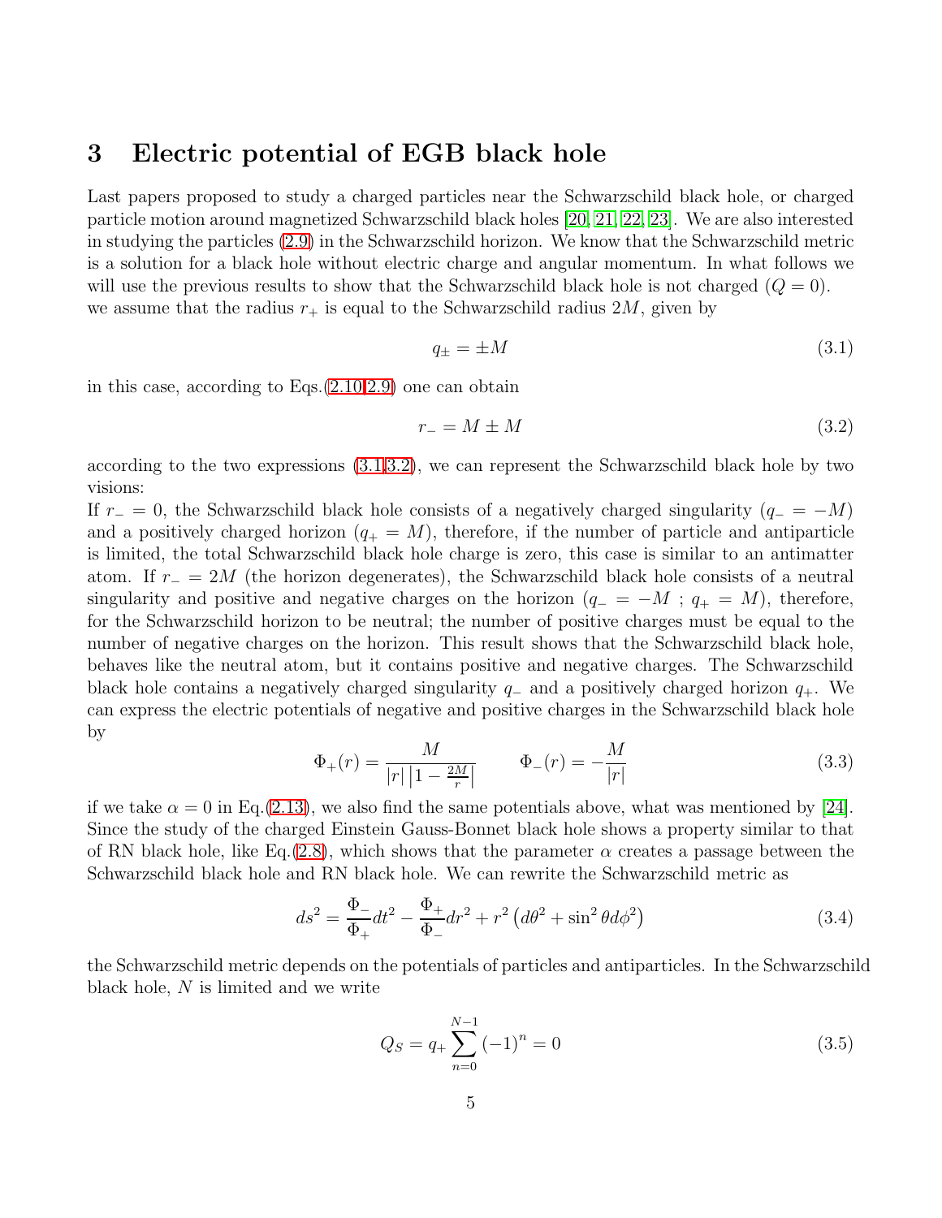## 3 Electric potential of EGB black hole

Last papers proposed to study a charged particles near the Schwarzschild black hole, or charged particle motion around magnetized Schwarzschild black holes [20, 21, 22, 23]. We are also interested in studying the particles (2.9) in the Schwarzschild horizon. We know that the Schwarzschild metric is a solution for a black hole without electric charge and angular momentum. In what follows we will use the previous results to show that the Schwarzschild black hole is not charged ($Q = 0$). we assume that the radius $r_+$ is equal to the Schwarzschild radius $2M$, given by

$$q_{\pm} = \pm M \tag{3.1}$$

in this case, according to Eqs.(2.10,2.9) one can obtain

$$r_- = M \pm M \tag{3.2}$$

according to the two expressions (3.1,3.2), we can represent the Schwarzschild black hole by two visions:
If $r_- = 0$, the Schwarzschild black hole consists of a negatively charged singularity ($q_- = -M$) and a positively charged horizon ($q_+ = M$), therefore, if the number of particle and antiparticle is limited, the total Schwarzschild black hole charge is zero, this case is similar to an antimatter atom. If $r_- = 2M$ (the horizon degenerates), the Schwarzschild black hole consists of a neutral singularity and positive and negative charges on the horizon ($q_- = -M$ ; $q_+ = M$), therefore, for the Schwarzschild horizon to be neutral; the number of positive charges must be equal to the number of negative charges on the horizon. This result shows that the Schwarzschild black hole, behaves like the neutral atom, but it contains positive and negative charges. The Schwarzschild black hole contains a negatively charged singularity $q_-$ and a positively charged horizon $q_+$. We can express the electric potentials of negative and positive charges in the Schwarzschild black hole by

$$\Phi_+(r) = \frac{M}{|r|\left|1 - \frac{2M}{r}\right|} \qquad \Phi_-(r) = -\frac{M}{|r|} \tag{3.3}$$

if we take $\alpha = 0$ in Eq.(2.13), we also find the same potentials above, what was mentioned by [24]. Since the study of the charged Einstein Gauss-Bonnet black hole shows a property similar to that of RN black hole, like Eq.(2.8), which shows that the parameter $\alpha$ creates a passage between the Schwarzschild black hole and RN black hole. We can rewrite the Schwarzschild metric as

$$ds^2 = \frac{\Phi_-}{\Phi_+}dt^2 - \frac{\Phi_+}{\Phi_-}dr^2 + r^2\left(d\theta^2 + \sin^2\theta d\phi^2\right) \tag{3.4}$$

the Schwarzschild metric depends on the potentials of particles and antiparticles. In the Schwarzschild black hole, $N$ is limited and we write

$$Q_S = q_+ \sum_{n=0}^{N-1} (-1)^n = 0 \tag{3.5}$$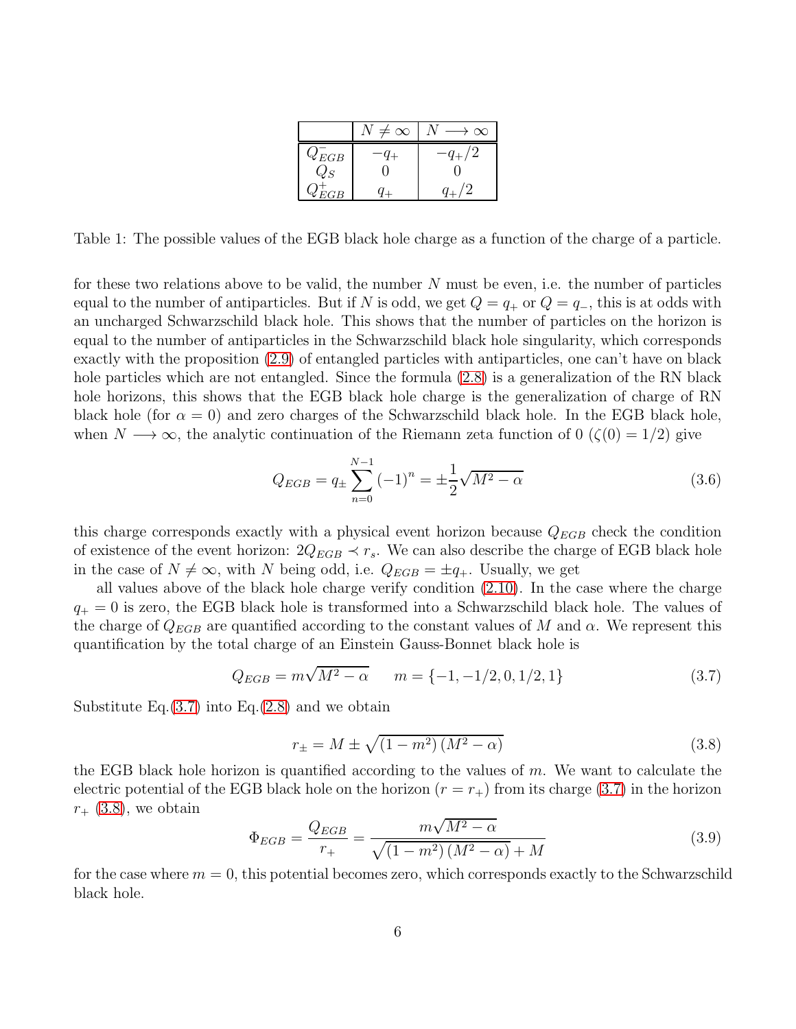|  | $N \neq \infty$ | $N \longrightarrow \infty$ |
|---|---|---|
| $Q_{EGB}^{-}$ | $-q_{+}$ | $-q_{+}/2$ |
| $Q_S$ | $0$ | $0$ |
| $Q_{EGB}^{+}$ | $q_{+}$ | $q_{+}/2$ |

Table 1: The possible values of the EGB black hole charge as a function of the charge of a particle.

for these two relations above to be valid, the number $N$ must be even, i.e. the number of particles equal to the number of antiparticles. But if $N$ is odd, we get $Q = q_{+}$ or $Q = q_{-}$, this is at odds with an uncharged Schwarzschild black hole. This shows that the number of particles on the horizon is equal to the number of antiparticles in the Schwarzschild black hole singularity, which corresponds exactly with the proposition (2.9) of entangled particles with antiparticles, one can't have on black hole particles which are not entangled. Since the formula (2.8) is a generalization of the RN black hole horizons, this shows that the EGB black hole charge is the generalization of charge of RN black hole (for $\alpha = 0$) and zero charges of the Schwarzschild black hole. In the EGB black hole, when $N \longrightarrow \infty$, the analytic continuation of the Riemann zeta function of 0 ($\zeta(0) = 1/2$) give

$$Q_{EGB} = q_{\pm} \sum_{n=0}^{N-1} (-1)^n = \pm \frac{1}{2} \sqrt{M^2 - \alpha} \tag{3.6}$$

this charge corresponds exactly with a physical event horizon because $Q_{EGB}$ check the condition of existence of the event horizon: $2Q_{EGB} \prec r_s$. We can also describe the charge of EGB black hole in the case of $N \neq \infty$, with $N$ being odd, i.e. $Q_{EGB} = \pm q_{+}$. Usually, we get

all values above of the black hole charge verify condition (2.10). In the case where the charge $q_{+} = 0$ is zero, the EGB black hole is transformed into a Schwarzschild black hole. The values of the charge of $Q_{EGB}$ are quantified according to the constant values of $M$ and $\alpha$. We represent this quantification by the total charge of an Einstein Gauss-Bonnet black hole is

$$Q_{EGB} = m\sqrt{M^2 - \alpha} \qquad m = \{-1, -1/2, 0, 1/2, 1\} \tag{3.7}$$

Substitute Eq.(3.7) into Eq.(2.8) and we obtain

$$r_{\pm} = M \pm \sqrt{\left(1 - m^2\right)\left(M^2 - \alpha\right)} \tag{3.8}$$

the EGB black hole horizon is quantified according to the values of $m$. We want to calculate the electric potential of the EGB black hole on the horizon ($r = r_{+}$) from its charge (3.7) in the horizon $r_{+}$ (3.8), we obtain

$$\Phi_{EGB} = \frac{Q_{EGB}}{r_{+}} = \frac{m\sqrt{M^2 - \alpha}}{\sqrt{\left(1 - m^2\right)\left(M^2 - \alpha\right)} + M} \tag{3.9}$$

for the case where $m = 0$, this potential becomes zero, which corresponds exactly to the Schwarzschild black hole.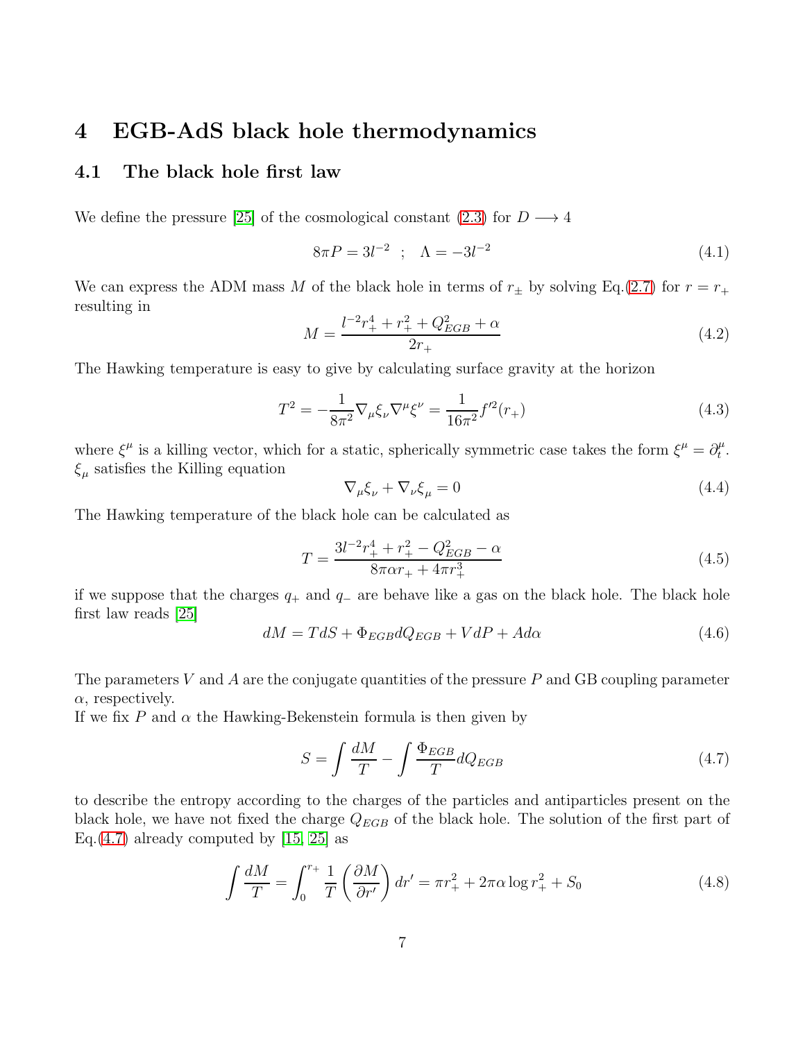# 4 EGB-AdS black hole thermodynamics

## 4.1 The black hole first law

We define the pressure [25] of the cosmological constant (2.3) for $D \longrightarrow 4$

$$8\pi P = 3l^{-2} \quad ; \quad \Lambda = -3l^{-2} \tag{4.1}$$

We can express the ADM mass $M$ of the black hole in terms of $r_{\pm}$ by solving Eq.(2.7) for $r = r_+$ resulting in

$$M = \frac{l^{-2}r_+^4 + r_+^2 + Q_{EGB}^2 + \alpha}{2r_+} \tag{4.2}$$

The Hawking temperature is easy to give by calculating surface gravity at the horizon

$$T^2 = -\frac{1}{8\pi^2}\nabla_\mu \xi_\nu \nabla^\mu \xi^\nu = \frac{1}{16\pi^2} f'^2(r_+) \tag{4.3}$$

where $\xi^\mu$ is a killing vector, which for a static, spherically symmetric case takes the form $\xi^\mu = \partial_t^\mu$. $\xi_\mu$ satisfies the Killing equation

$$\nabla_\mu \xi_\nu + \nabla_\nu \xi_\mu = 0 \tag{4.4}$$

The Hawking temperature of the black hole can be calculated as

$$T = \frac{3l^{-2}r_+^4 + r_+^2 - Q_{EGB}^2 - \alpha}{8\pi\alpha r_+ + 4\pi r_+^3} \tag{4.5}$$

if we suppose that the charges $q_+$ and $q_-$ are behave like a gas on the black hole. The black hole first law reads [25]

$$dM = TdS + \Phi_{EGB} dQ_{EGB} + VdP + Ad\alpha \tag{4.6}$$

The parameters $V$ and $A$ are the conjugate quantities of the pressure $P$ and GB coupling parameter $\alpha$, respectively.

If we fix $P$ and $\alpha$ the Hawking-Bekenstein formula is then given by

$$S = \int \frac{dM}{T} - \int \frac{\Phi_{EGB}}{T} dQ_{EGB} \tag{4.7}$$

to describe the entropy according to the charges of the particles and antiparticles present on the black hole, we have not fixed the charge $Q_{EGB}$ of the black hole. The solution of the first part of Eq.(4.7) already computed by [15, 25] as

$$\int \frac{dM}{T} = \int_0^{r_+} \frac{1}{T}\left(\frac{\partial M}{\partial r'}\right) dr' = \pi r_+^2 + 2\pi\alpha \log r_+^2 + S_0 \tag{4.8}$$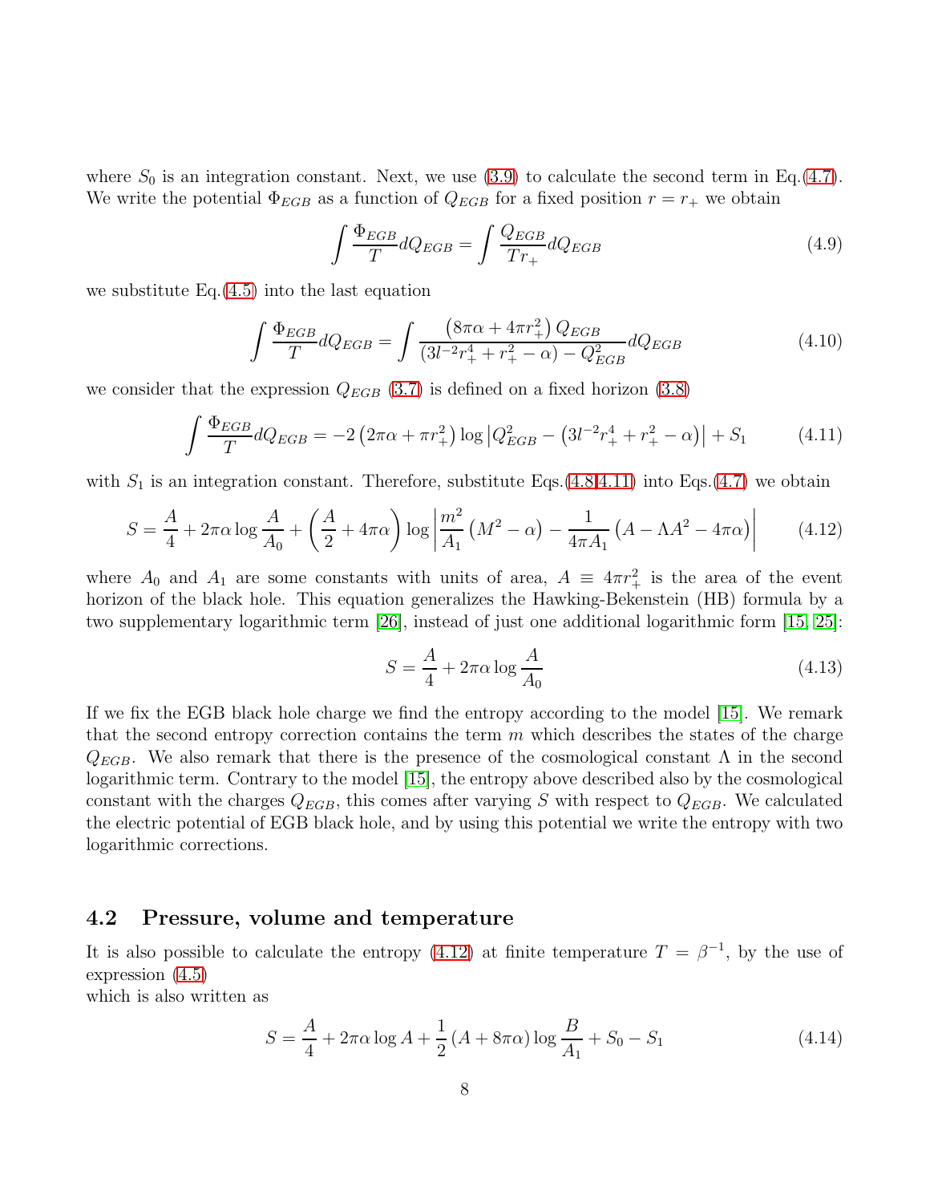where $S_0$ is an integration constant. Next, we use (3.9) to calculate the second term in Eq.(4.7). We write the potential $\Phi_{EGB}$ as a function of $Q_{EGB}$ for a fixed position $r = r_+$ we obtain

$$\int \frac{\Phi_{EGB}}{T} dQ_{EGB} = \int \frac{Q_{EGB}}{T r_+} dQ_{EGB} \tag{4.9}$$

we substitute Eq.(4.5) into the last equation

$$\int \frac{\Phi_{EGB}}{T} dQ_{EGB} = \int \frac{\left(8\pi\alpha + 4\pi r_+^2\right) Q_{EGB}}{\left(3l^{-2}r_+^4 + r_+^2 - \alpha\right) - Q_{EGB}^2} dQ_{EGB} \tag{4.10}$$

we consider that the expression $Q_{EGB}$ (3.7) is defined on a fixed horizon (3.8)

$$\int \frac{\Phi_{EGB}}{T} dQ_{EGB} = -2\left(2\pi\alpha + \pi r_+^2\right) \log\left|Q_{EGB}^2 - \left(3l^{-2}r_+^4 + r_+^2 - \alpha\right)\right| + S_1 \tag{4.11}$$

with $S_1$ is an integration constant. Therefore, substitute Eqs.(4.8,4.11) into Eqs.(4.7) we obtain

$$S = \frac{A}{4} + 2\pi\alpha \log\frac{A}{A_0} + \left(\frac{A}{2} + 4\pi\alpha\right) \log\left|\frac{m^2}{A_1}\left(M^2 - \alpha\right) - \frac{1}{4\pi A_1}\left(A - \Lambda A^2 - 4\pi\alpha\right)\right| \tag{4.12}$$

where $A_0$ and $A_1$ are some constants with units of area, $A \equiv 4\pi r_+^2$ is the area of the event horizon of the black hole. This equation generalizes the Hawking-Bekenstein (HB) formula by a two supplementary logarithmic term [26], instead of just one additional logarithmic form [15, 25]:

$$S = \frac{A}{4} + 2\pi\alpha \log\frac{A}{A_0} \tag{4.13}$$

If we fix the EGB black hole charge we find the entropy according to the model [15]. We remark that the second entropy correction contains the term $m$ which describes the states of the charge $Q_{EGB}$. We also remark that there is the presence of the cosmological constant $\Lambda$ in the second logarithmic term. Contrary to the model [15], the entropy above described also by the cosmological constant with the charges $Q_{EGB}$, this comes after varying $S$ with respect to $Q_{EGB}$. We calculated the electric potential of EGB black hole, and by using this potential we write the entropy with two logarithmic corrections.

## 4.2 Pressure, volume and temperature

It is also possible to calculate the entropy (4.12) at finite temperature $T = \beta^{-1}$, by the use of expression (4.5)
which is also written as

$$S = \frac{A}{4} + 2\pi\alpha \log A + \frac{1}{2}\left(A + 8\pi\alpha\right) \log\frac{B}{A_1} + S_0 - S_1 \tag{4.14}$$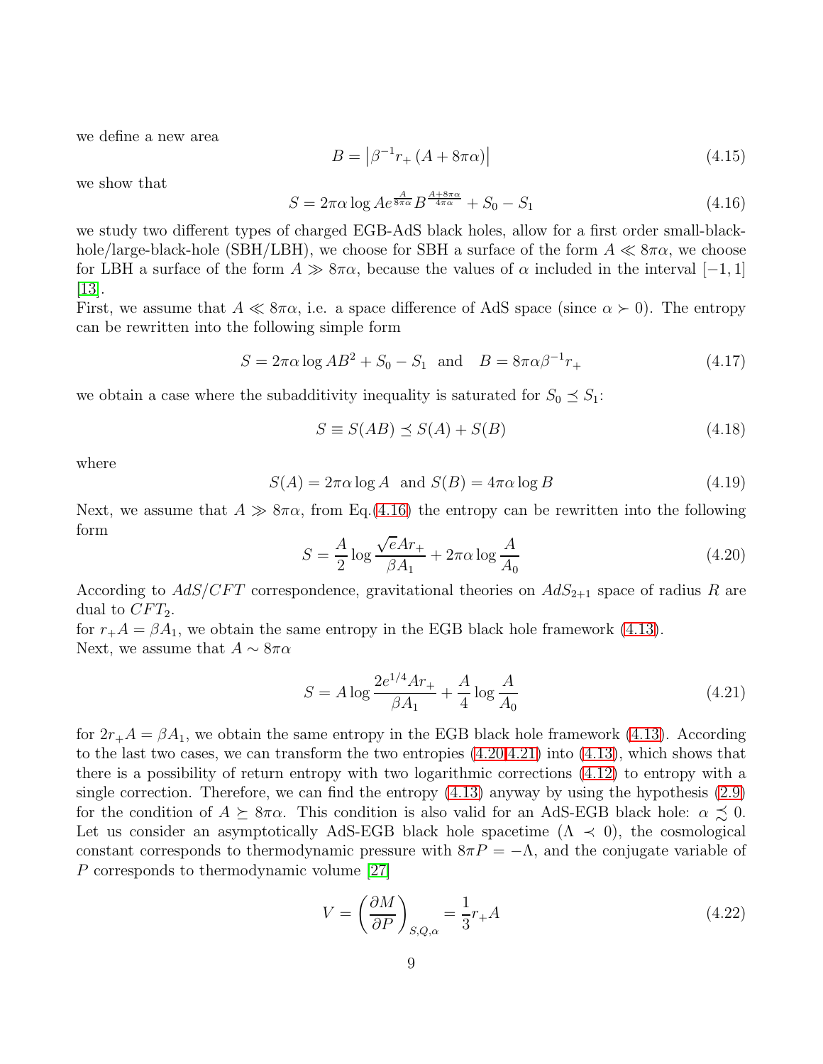we define a new area

$$B = \left|\beta^{-1} r_+ \left(A + 8\pi\alpha\right)\right| \tag{4.15}$$

we show that

$$S = 2\pi\alpha \log A e^{\frac{A}{8\pi\alpha}} B^{\frac{A+8\pi\alpha}{4\pi\alpha}} + S_0 - S_1 \tag{4.16}$$

we study two different types of charged EGB-AdS black holes, allow for a first order small-black-hole/large-black-hole (SBH/LBH), we choose for SBH a surface of the form $A \ll 8\pi\alpha$, we choose for LBH a surface of the form $A \gg 8\pi\alpha$, because the values of $\alpha$ included in the interval $[-1, 1]$ [13].

First, we assume that $A \ll 8\pi\alpha$, i.e. a space difference of AdS space (since $\alpha \succ 0$). The entropy can be rewritten into the following simple form

$$S = 2\pi\alpha \log AB^2 + S_0 - S_1 \quad \text{and} \quad B = 8\pi\alpha\beta^{-1} r_+ \tag{4.17}$$

we obtain a case where the subadditivity inequality is saturated for $S_0 \preceq S_1$:

$$S \equiv S(AB) \preceq S(A) + S(B) \tag{4.18}$$

where

$$S(A) = 2\pi\alpha \log A \quad \text{and } S(B) = 4\pi\alpha \log B \tag{4.19}$$

Next, we assume that $A \gg 8\pi\alpha$, from Eq.(4.16) the entropy can be rewritten into the following form

$$S = \frac{A}{2} \log \frac{\sqrt{e} A r_+}{\beta A_1} + 2\pi\alpha \log \frac{A}{A_0} \tag{4.20}$$

According to $AdS/CFT$ correspondence, gravitational theories on $AdS_{2+1}$ space of radius $R$ are dual to $CFT_2$.

for $r_+ A = \beta A_1$, we obtain the same entropy in the EGB black hole framework (4.13).

Next, we assume that $A \sim 8\pi\alpha$

$$S = A \log \frac{2e^{1/4} A r_+}{\beta A_1} + \frac{A}{4} \log \frac{A}{A_0} \tag{4.21}$$

for $2r_+ A = \beta A_1$, we obtain the same entropy in the EGB black hole framework (4.13). According to the last two cases, we can transform the two entropies (4.20,4.21) into (4.13), which shows that there is a possibility of return entropy with two logarithmic corrections (4.12) to entropy with a single correction. Therefore, we can find the entropy (4.13) anyway by using the hypothesis (2.9) for the condition of $A \succeq 8\pi\alpha$. This condition is also valid for an AdS-EGB black hole: $\alpha \precsim 0$. Let us consider an asymptotically AdS-EGB black hole spacetime ($\Lambda \prec 0$), the cosmological constant corresponds to thermodynamic pressure with $8\pi P = -\Lambda$, and the conjugate variable of $P$ corresponds to thermodynamic volume [27]

$$V = \left(\frac{\partial M}{\partial P}\right)_{S,Q,\alpha} = \frac{1}{3} r_+ A \tag{4.22}$$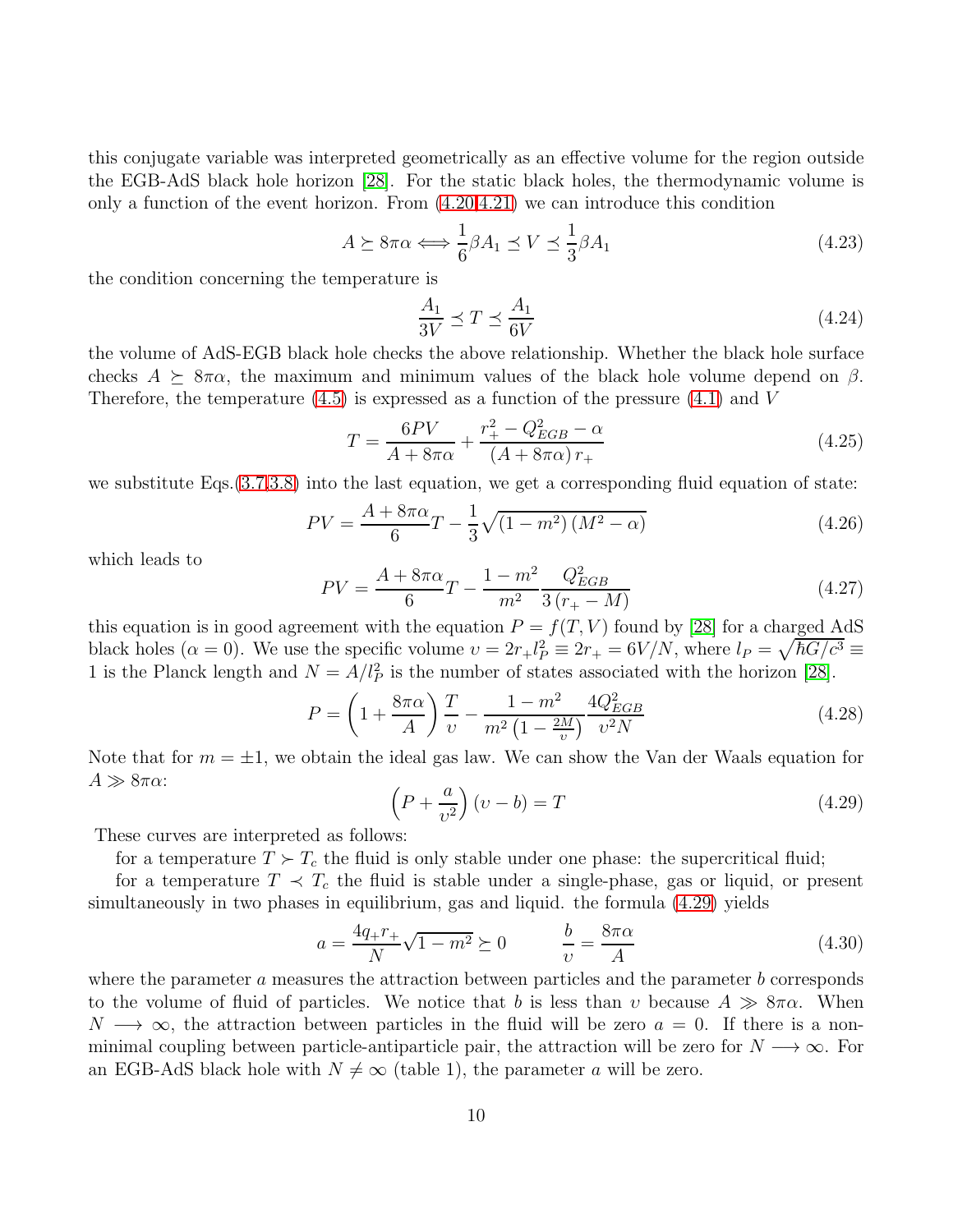this conjugate variable was interpreted geometrically as an effective volume for the region outside the EGB-AdS black hole horizon [28]. For the static black holes, the thermodynamic volume is only a function of the event horizon. From (4.20,4.21) we can introduce this condition

$$A \succeq 8\pi\alpha \Longleftrightarrow \frac{1}{6}\beta A_1 \preceq V \preceq \frac{1}{3}\beta A_1 \tag{4.23}$$

the condition concerning the temperature is

$$\frac{A_1}{3V} \preceq T \preceq \frac{A_1}{6V} \tag{4.24}$$

the volume of AdS-EGB black hole checks the above relationship. Whether the black hole surface checks $A \succeq 8\pi\alpha$, the maximum and minimum values of the black hole volume depend on $\beta$. Therefore, the temperature (4.5) is expressed as a function of the pressure (4.1) and $V$

$$T = \frac{6PV}{A + 8\pi\alpha} + \frac{r_+^2 - Q_{EGB}^2 - \alpha}{(A + 8\pi\alpha)\, r_+} \tag{4.25}$$

we substitute Eqs.(3.7,3.8) into the last equation, we get a corresponding fluid equation of state:

$$PV = \frac{A + 8\pi\alpha}{6}T - \frac{1}{3}\sqrt{(1 - m^2)\left(M^2 - \alpha\right)} \tag{4.26}$$

which leads to

$$PV = \frac{A + 8\pi\alpha}{6}T - \frac{1 - m^2}{m^2}\frac{Q_{EGB}^2}{3\,(r_+ - M)} \tag{4.27}$$

this equation is in good agreement with the equation $P = f(T, V)$ found by [28] for a charged AdS black holes ($\alpha = 0$). We use the specific volume $\upsilon = 2r_+ l_P^2 \equiv 2r_+ = 6V/N$, where $l_P = \sqrt{\hbar G/c^3} \equiv 1$ is the Planck length and $N = A/l_P^2$ is the number of states associated with the horizon [28].

$$P = \left(1 + \frac{8\pi\alpha}{A}\right)\frac{T}{\upsilon} - \frac{1 - m^2}{m^2\left(1 - \frac{2M}{\upsilon}\right)}\frac{4Q_{EGB}^2}{\upsilon^2 N} \tag{4.28}$$

Note that for $m = \pm 1$, we obtain the ideal gas law. We can show the Van der Waals equation for $A \gg 8\pi\alpha$:

$$\left(P + \frac{a}{\upsilon^2}\right)(\upsilon - b) = T \tag{4.29}$$

These curves are interpreted as follows:

for a temperature $T \succ T_c$ the fluid is only stable under one phase: the supercritical fluid;

for a temperature $T \prec T_c$ the fluid is stable under a single-phase, gas or liquid, or present simultaneously in two phases in equilibrium, gas and liquid. the formula (4.29) yields

$$a = \frac{4q_+ r_+}{N}\sqrt{1 - m^2} \succeq 0 \qquad \frac{b}{\upsilon} = \frac{8\pi\alpha}{A} \tag{4.30}$$

where the parameter $a$ measures the attraction between particles and the parameter $b$ corresponds to the volume of fluid of particles. We notice that $b$ is less than $\upsilon$ because $A \gg 8\pi\alpha$. When $N \longrightarrow \infty$, the attraction between particles in the fluid will be zero $a = 0$. If there is a non-minimal coupling between particle-antiparticle pair, the attraction will be zero for $N \longrightarrow \infty$. For an EGB-AdS black hole with $N \neq \infty$ (table 1), the parameter $a$ will be zero.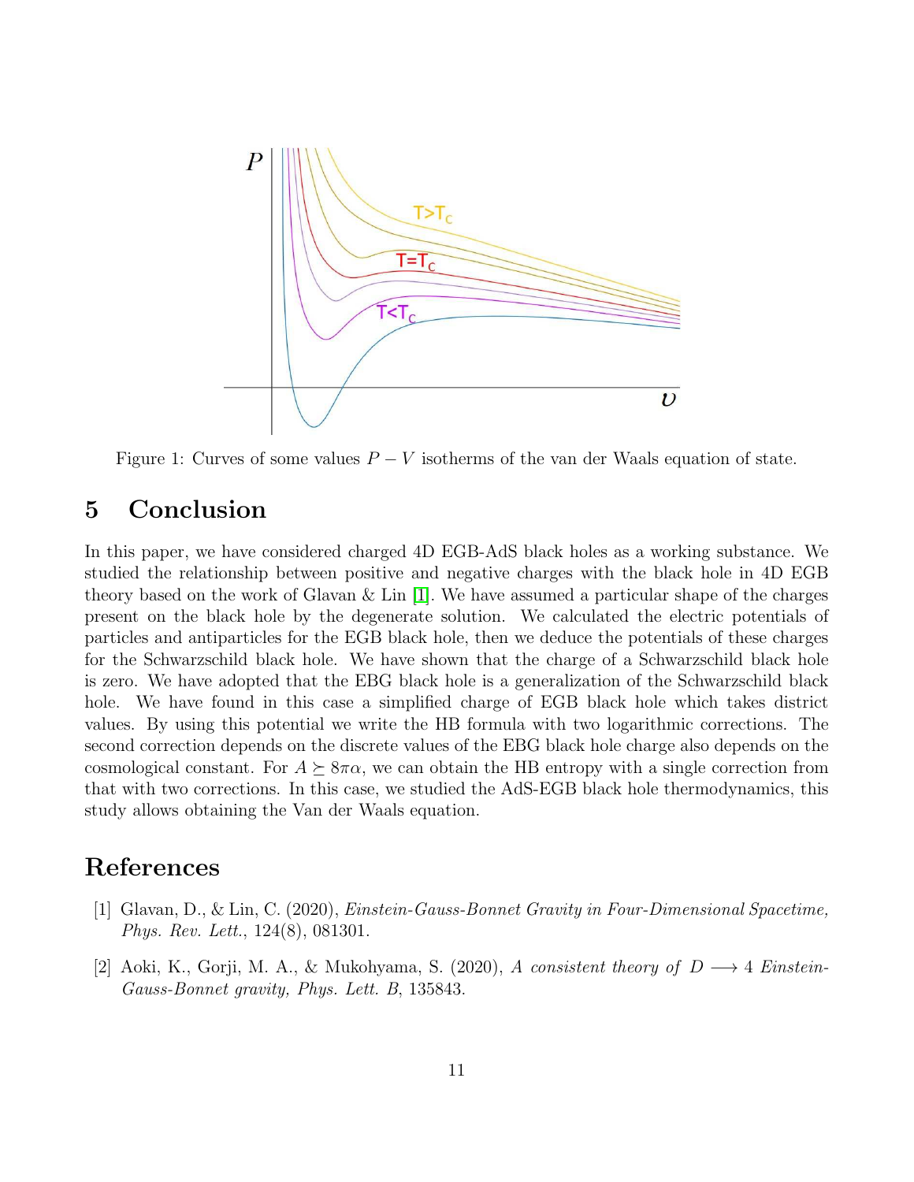Figure 1: Curves of some values $P-V$ isotherms of the van der Waals equation of state.

## 5 Conclusion

In this paper, we have considered charged 4D EGB-AdS black holes as a working substance. We studied the relationship between positive and negative charges with the black hole in 4D EGB theory based on the work of Glavan & Lin [1]. We have assumed a particular shape of the charges present on the black hole by the degenerate solution. We calculated the electric potentials of particles and antiparticles for the EGB black hole, then we deduce the potentials of these charges for the Schwarzschild black hole. We have shown that the charge of a Schwarzschild black hole is zero. We have adopted that the EBG black hole is a generalization of the Schwarzschild black hole. We have found in this case a simplified charge of EGB black hole which takes district values. By using this potential we write the HB formula with two logarithmic corrections. The second correction depends on the discrete values of the EBG black hole charge also depends on the cosmological constant. For $A \succeq 8\pi\alpha$, we can obtain the HB entropy with a single correction from that with two corrections. In this case, we studied the AdS-EGB black hole thermodynamics, this study allows obtaining the Van der Waals equation.

## References

[1] Glavan, D., & Lin, C. (2020), *Einstein-Gauss-Bonnet Gravity in Four-Dimensional Spacetime, Phys. Rev. Lett.*, 124(8), 081301.

[2] Aoki, K., Gorji, M. A., & Mukohyama, S. (2020), *A consistent theory of $D \longrightarrow 4$ Einstein-Gauss-Bonnet gravity, Phys. Lett. B*, 135843.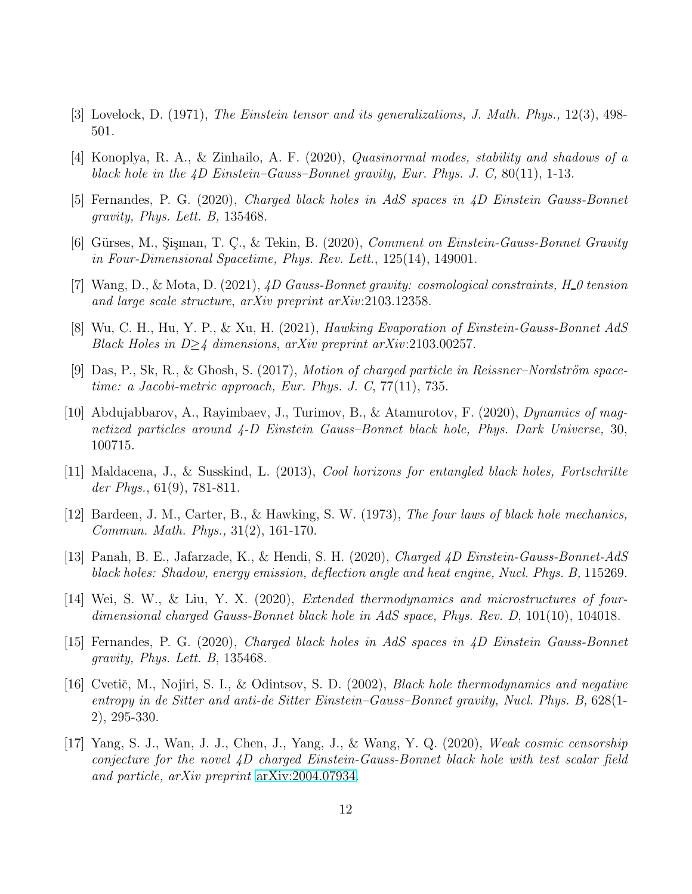[3] Lovelock, D. (1971), *The Einstein tensor and its generalizations, J. Math. Phys.,* 12(3), 498-501.

[4] Konoplya, R. A., & Zinhailo, A. F. (2020), *Quasinormal modes, stability and shadows of a black hole in the 4D Einstein–Gauss–Bonnet gravity, Eur. Phys. J. C,* 80(11), 1-13.

[5] Fernandes, P. G. (2020), *Charged black holes in AdS spaces in 4D Einstein Gauss-Bonnet gravity, Phys. Lett. B,* 135468.

[6] Gürses, M., Şişman, T. Ç., & Tekin, B. (2020), *Comment on Einstein-Gauss-Bonnet Gravity in Four-Dimensional Spacetime, Phys. Rev. Lett.*, 125(14), 149001.

[7] Wang, D., & Mota, D. (2021), *4D Gauss-Bonnet gravity: cosmological constraints, H_0 tension and large scale structure*, *arXiv preprint arXiv*:2103.12358.

[8] Wu, C. H., Hu, Y. P., & Xu, H. (2021), *Hawking Evaporation of Einstein-Gauss-Bonnet AdS Black Holes in D≥4 dimensions*, *arXiv preprint arXiv*:2103.00257.

[9] Das, P., Sk, R., & Ghosh, S. (2017), *Motion of charged particle in Reissner–Nordström spacetime: a Jacobi-metric approach, Eur. Phys. J. C*, 77(11), 735.

[10] Abdujabbarov, A., Rayimbaev, J., Turimov, B., & Atamurotov, F. (2020), *Dynamics of magnetized particles around 4-D Einstein Gauss–Bonnet black hole, Phys. Dark Universe,* 30, 100715.

[11] Maldacena, J., & Susskind, L. (2013), *Cool horizons for entangled black holes, Fortschritte der Phys.*, 61(9), 781-811.

[12] Bardeen, J. M., Carter, B., & Hawking, S. W. (1973), *The four laws of black hole mechanics, Commun. Math. Phys.,* 31(2), 161-170.

[13] Panah, B. E., Jafarzade, K., & Hendi, S. H. (2020), *Charged 4D Einstein-Gauss-Bonnet-AdS black holes: Shadow, energy emission, deflection angle and heat engine, Nucl. Phys. B,* 115269.

[14] Wei, S. W., & Liu, Y. X. (2020), *Extended thermodynamics and microstructures of four-dimensional charged Gauss-Bonnet black hole in AdS space, Phys. Rev. D*, 101(10), 104018.

[15] Fernandes, P. G. (2020), *Charged black holes in AdS spaces in 4D Einstein Gauss-Bonnet gravity, Phys. Lett. B*, 135468.

[16] Cvetič, M., Nojiri, S. I., & Odintsov, S. D. (2002), *Black hole thermodynamics and negative entropy in de Sitter and anti-de Sitter Einstein–Gauss–Bonnet gravity, Nucl. Phys. B,* 628(1-2), 295-330.

[17] Yang, S. J., Wan, J. J., Chen, J., Yang, J., & Wang, Y. Q. (2020), *Weak cosmic censorship conjecture for the novel 4D charged Einstein-Gauss-Bonnet black hole with test scalar field and particle, arXiv preprint* arXiv:2004.07934.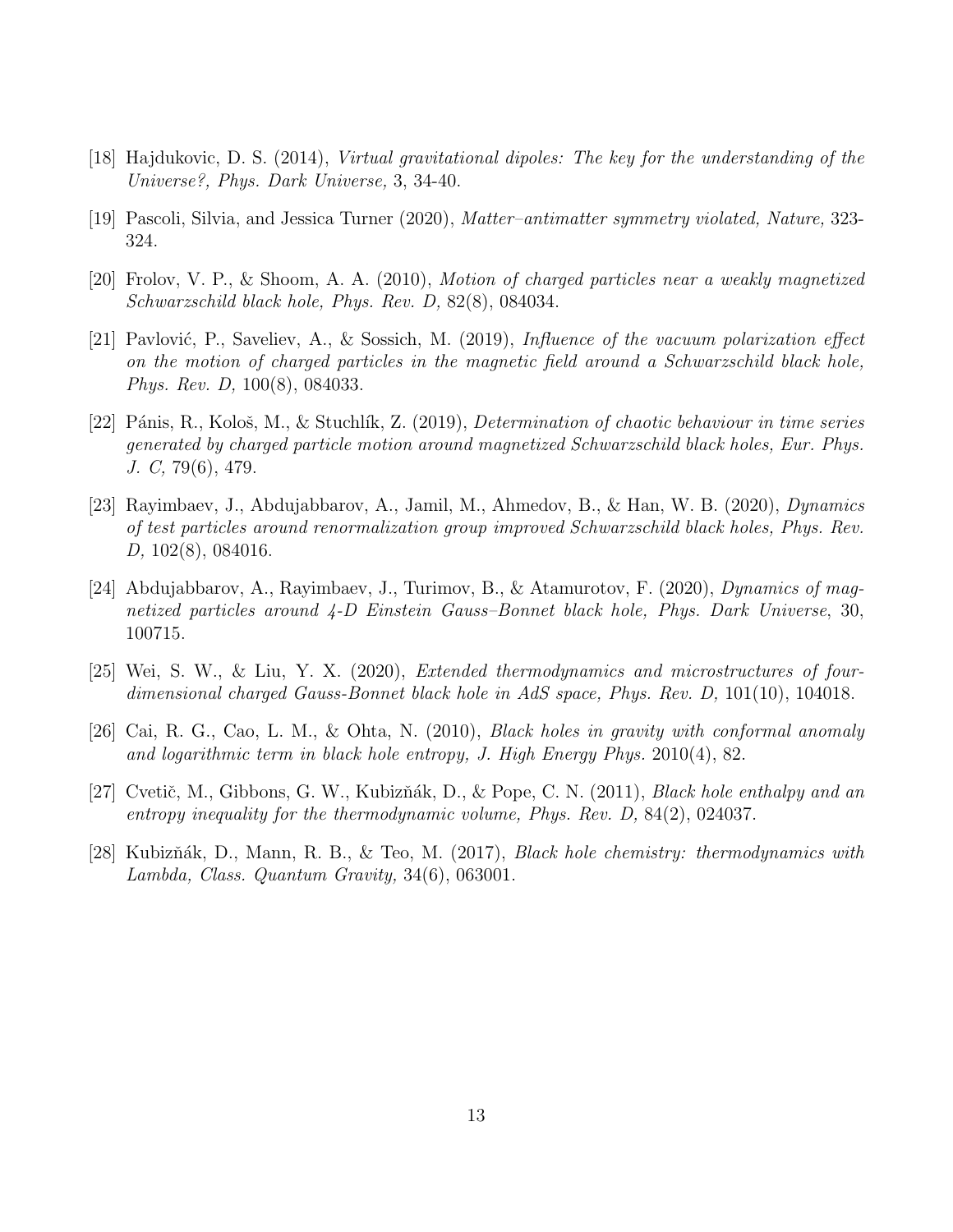[18] Hajdukovic, D. S. (2014), *Virtual gravitational dipoles: The key for the understanding of the Universe?, Phys. Dark Universe,* 3, 34-40.

[19] Pascoli, Silvia, and Jessica Turner (2020), *Matter–antimatter symmetry violated, Nature,* 323-324.

[20] Frolov, V. P., & Shoom, A. A. (2010), *Motion of charged particles near a weakly magnetized Schwarzschild black hole, Phys. Rev. D,* 82(8), 084034.

[21] Pavlović, P., Saveliev, A., & Sossich, M. (2019), *Influence of the vacuum polarization effect on the motion of charged particles in the magnetic field around a Schwarzschild black hole, Phys. Rev. D,* 100(8), 084033.

[22] Pánis, R., Kološ, M., & Stuchlík, Z. (2019), *Determination of chaotic behaviour in time series generated by charged particle motion around magnetized Schwarzschild black holes, Eur. Phys. J. C,* 79(6), 479.

[23] Rayimbaev, J., Abdujabbarov, A., Jamil, M., Ahmedov, B., & Han, W. B. (2020), *Dynamics of test particles around renormalization group improved Schwarzschild black holes, Phys. Rev. D,* 102(8), 084016.

[24] Abdujabbarov, A., Rayimbaev, J., Turimov, B., & Atamurotov, F. (2020), *Dynamics of magnetized particles around 4-D Einstein Gauss–Bonnet black hole, Phys. Dark Universe*, 30, 100715.

[25] Wei, S. W., & Liu, Y. X. (2020), *Extended thermodynamics and microstructures of four-dimensional charged Gauss-Bonnet black hole in AdS space, Phys. Rev. D,* 101(10), 104018.

[26] Cai, R. G., Cao, L. M., & Ohta, N. (2010), *Black holes in gravity with conformal anomaly and logarithmic term in black hole entropy, J. High Energy Phys.* 2010(4), 82.

[27] Cvetič, M., Gibbons, G. W., Kubizňák, D., & Pope, C. N. (2011), *Black hole enthalpy and an entropy inequality for the thermodynamic volume, Phys. Rev. D,* 84(2), 024037.

[28] Kubizňák, D., Mann, R. B., & Teo, M. (2017), *Black hole chemistry: thermodynamics with Lambda, Class. Quantum Gravity,* 34(6), 063001.